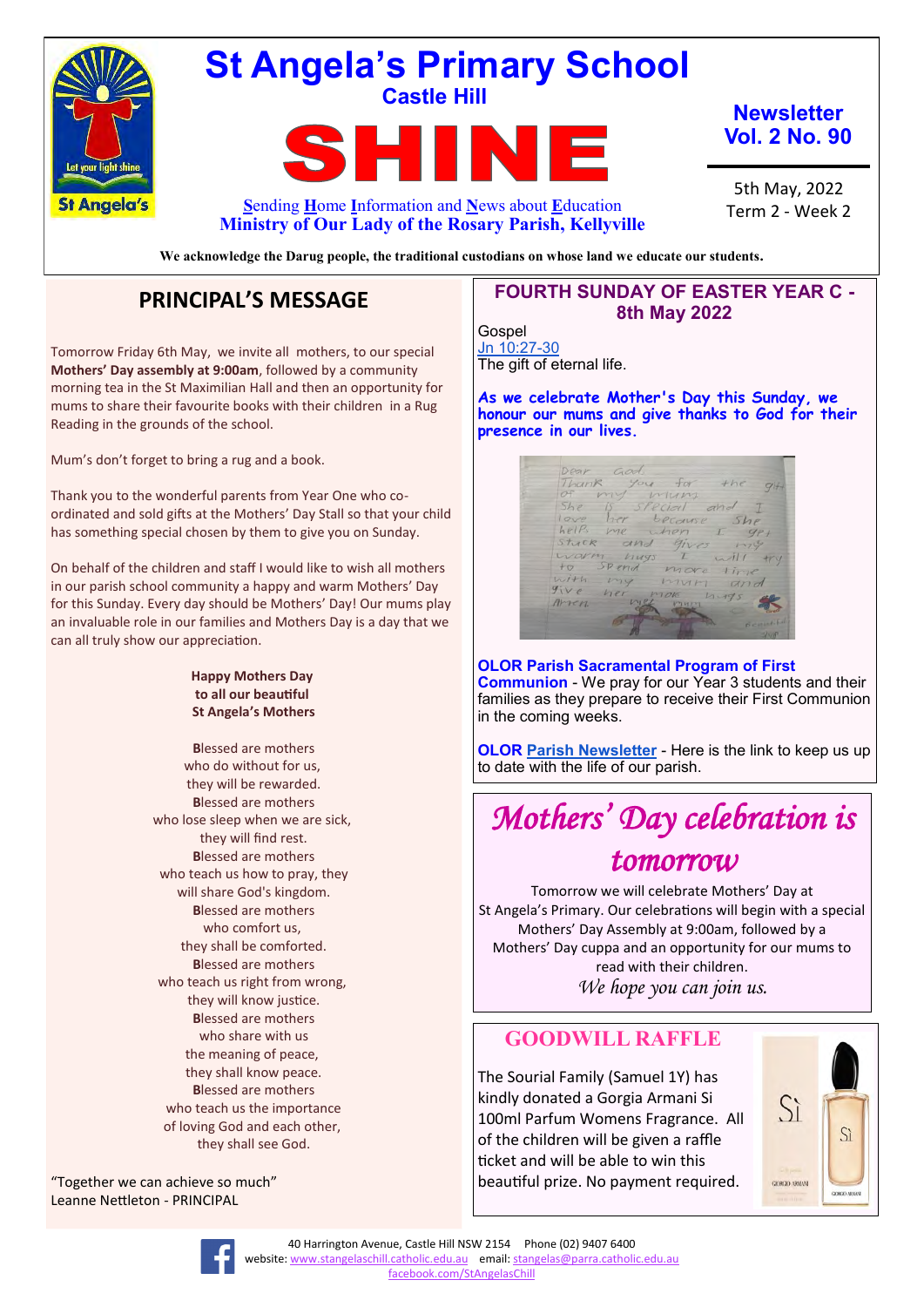# St Angela's Primary School

**Castle Hill**

# SHINE

**S**ending **H**ome **I**nformation and **N**ews about **E**ducation

**Ministry of Our Lady of the Rosary Parish, Kellyville**

**Newsletter Vol. 2 No. 90**

5th May, 2022
Term 2 - Week 2

**We acknowledge the Darug people, the traditional custodians on whose land we educate our students.**

## PRINCIPAL'S MESSAGE

Tomorrow Friday 6th May, we invite all mothers, to our special **Mothers' Day assembly at 9:00am**, followed by a community morning tea in the St Maximilian Hall and then an opportunity for mums to share their favourite books with their children in a Rug Reading in the grounds of the school.

Mum's don't forget to bring a rug and a book.

Thank you to the wonderful parents from Year One who co-ordinated and sold gifts at the Mothers' Day Stall so that your child has something special chosen by them to give you on Sunday.

On behalf of the children and staff I would like to wish all mothers in our parish school community a happy and warm Mothers' Day for this Sunday. Every day should be Mothers' Day! Our mums play an invaluable role in our families and Mothers Day is a day that we can all truly show our appreciation.

**Happy Mothers Day**
**to all our beautiful**
**St Angela's Mothers**

**B**lessed are mothers
who do without for us,
they will be rewarded.
**B**lessed are mothers
who lose sleep when we are sick,
they will find rest.
**B**lessed are mothers
who teach us how to pray, they
will share God's kingdom.
**B**lessed are mothers
who comfort us,
they shall be comforted.
**B**lessed are mothers
who teach us right from wrong,
they will know justice.
**B**lessed are mothers
who share with us
the meaning of peace,
they shall know peace.
**B**lessed are mothers
who teach us the importance
of loving God and each other,
they shall see God.

"Together we can achieve so much"
Leanne Nettleton - PRINCIPAL

## FOURTH SUNDAY OF EASTER YEAR C - 8th May 2022

Gospel
Jn 10:27-30
The gift of eternal life.

**As we celebrate Mother's Day this Sunday, we honour our mums and give thanks to God for their presence in our lives.**

**OLOR Parish Sacramental Program of First Communion** - We pray for our Year 3 students and their families as they prepare to receive their First Communion in the coming weeks.

**OLOR Parish Newsletter** - Here is the link to keep us up to date with the life of our parish.

## *Mothers' Day celebration is tomorrow*

Tomorrow we will celebrate Mothers' Day at St Angela's Primary. Our celebrations will begin with a special Mothers' Day Assembly at 9:00am, followed by a Mothers' Day cuppa and an opportunity for our mums to read with their children.

*We hope you can join us.*

## GOODWILL RAFFLE

The Sourial Family (Samuel 1Y) has kindly donated a Gorgia Armani Si 100ml Parfum Womens Fragrance. All of the children will be given a raffle ticket and will be able to win this beautiful prize. No payment required.

40 Harrington Avenue, Castle Hill NSW 2154 Phone (02) 9407 6400
website: www.stangelaschill.catholic.edu.au email: stangelas@parra.catholic.edu.au
facebook.com/StAngelasChill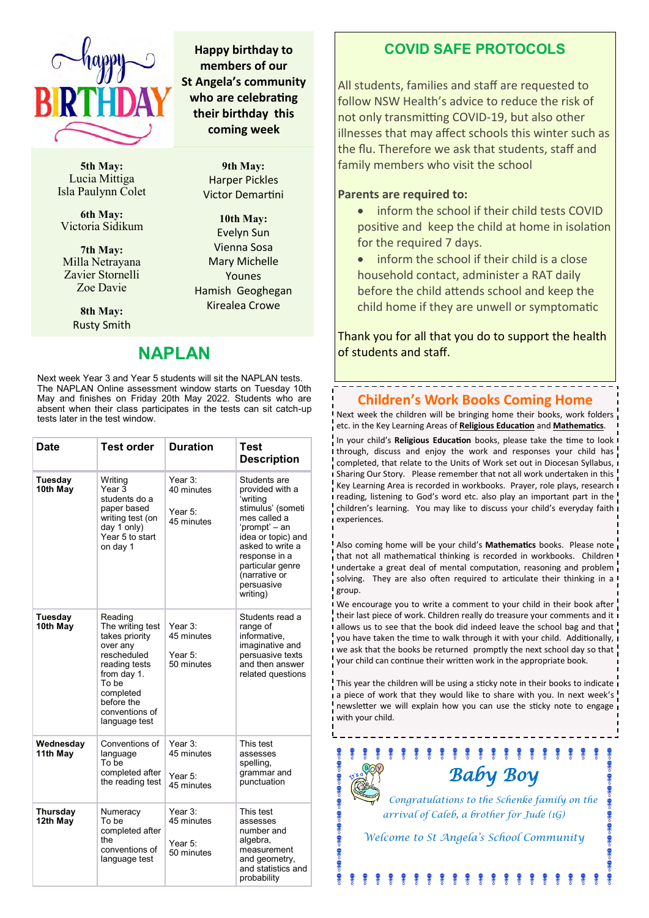## Happy Birthday

**Happy birthday to members of our St Angela's community who are celebrating their birthday this coming week**

**5th May:**
Lucia Mittiga
Isla Paulynn Colet

**6th May:**
Victoria Sidikum

**7th May:**
Milla Netrayana
Zavier Stornelli
Zoe Davie

**8th May:**
Rusty Smith

**9th May:**
Harper Pickles
Victor Demartini

**10th May:**
Evelyn Sun
Vienna Sosa
Mary Michelle Younes
Hamish Geoghegan
Kirealea Crowe

## NAPLAN

Next week Year 3 and Year 5 students will sit the NAPLAN tests. The NAPLAN Online assessment window starts on Tuesday 10th May and finishes on Friday 20th May 2022. Students who are absent when their class participates in the tests can sit catch-up tests later in the test window.

| Date | Test order | Duration | Test Description |
|---|---|---|---|
| **Tuesday 10th May** | Writing<br>Year 3 students do a paper based writing test (on day 1 only)<br>Year 5 to start on day 1 | Year 3: 40 minutes<br>Year 5: 45 minutes | Students are provided with a 'writing stimulus' (sometimes called a 'prompt' – an idea or topic) and asked to write a response in a particular genre (narrative or persuasive writing) |
| **Tuesday 10th May** | Reading<br>The writing test takes priority over any rescheduled reading tests from day 1.<br>To be completed before the conventions of language test | Year 3: 45 minutes<br>Year 5: 50 minutes | Students read a range of informative, imaginative and persuasive texts and then answer related questions |
| **Wednesday 11th May** | Conventions of language<br>To be completed after the reading test | Year 3: 45 minutes<br>Year 5: 45 minutes | This test assesses spelling, grammar and punctuation |
| **Thursday 12th May** | Numeracy<br>To be completed after the conventions of language test | Year 3: 45 minutes<br>Year 5: 50 minutes | This test assesses number and algebra, measurement and geometry, and statistics and probability |

## COVID SAFE PROTOCOLS

All students, families and staff are requested to follow NSW Health's advice to reduce the risk of not only transmitting COVID-19, but also other illnesses that may affect schools this winter such as the flu. Therefore we ask that students, staff and family members who visit the school

**Parents are required to:**

- inform the school if their child tests COVID positive and keep the child at home in isolation for the required 7 days.
- inform the school if their child is a close household contact, administer a RAT daily before the child attends school and keep the child home if they are unwell or symptomatic

Thank you for all that you do to support the health of students and staff.

## Children's Work Books Coming Home

Next week the children will be bringing home their books, work folders etc. in the Key Learning Areas of **Religious Education** and **Mathematics**.

In your child's **Religious Education** books, please take the time to look through, discuss and enjoy the work and responses your child has completed, that relate to the Units of Work set out in Diocesan Syllabus, Sharing Our Story. Please remember that not all work undertaken in this Key Learning Area is recorded in workbooks. Prayer, role plays, research reading, listening to God's word etc. also play an important part in the children's learning. You may like to discuss your child's everyday faith experiences.

Also coming home will be your child's **Mathematics** books. Please note that not all mathematical thinking is recorded in workbooks. Children undertake a great deal of mental computation, reasoning and problem solving. They are also often required to articulate their thinking in a group.

We encourage you to write a comment to your child in their book after their last piece of work. Children really do treasure your comments and it allows us to see that the book did indeed leave the school bag and that you have taken the time to walk through it with your child. Additionally, we ask that the books be returned promptly the next school day so that your child can continue their written work in the appropriate book.

This year the children will be using a sticky note in their books to indicate a piece of work that they would like to share with you. In next week's newsletter we will explain how you can use the sticky note to engage with your child.

## Baby Boy

*Congratulations to the Schenke family on the arrival of Caleb, a brother for Jude (1G)*

*Welcome to St Angela's School Community*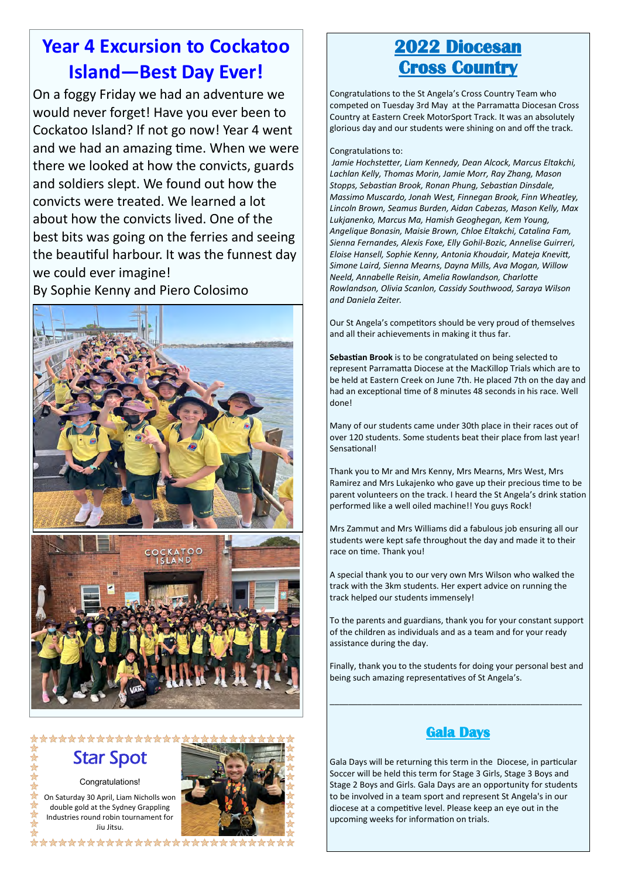## Year 4 Excursion to Cockatoo Island—Best Day Ever!

On a foggy Friday we had an adventure we would never forget! Have you ever been to Cockatoo Island? If not go now! Year 4 went and we had an amazing time. When we were there we looked at how the convicts, guards and soldiers slept. We found out how the convicts were treated. We learned a lot about how the convicts lived. One of the best bits was going on the ferries and seeing the beautiful harbour. It was the funnest day we could ever imagine!

By Sophie Kenny and Piero Colosimo

## Star Spot

Congratulations!

On Saturday 30 April, Liam Nicholls won double gold at the Sydney Grappling Industries round robin tournament for Jiu Jitsu.

## 2022 Diocesan Cross Country

Congratulations to the St Angela's Cross Country Team who competed on Tuesday 3rd May at the Parramatta Diocesan Cross Country at Eastern Creek MotorSport Track. It was an absolutely glorious day and our students were shining on and off the track.

Congratulations to:

*Jamie Hochstetter, Liam Kennedy, Dean Alcock, Marcus Eltakchi, Lachlan Kelly, Thomas Morin, Jamie Morr, Ray Zhang, Mason Stopps, Sebastian Brook, Ronan Phung, Sebastian Dinsdale, Massimo Muscardo, Jonah West, Finnegan Brook, Finn Wheatley, Lincoln Brown, Seamus Burden, Aidan Cabezas, Mason Kelly, Max Lukjanenko, Marcus Ma, Hamish Geoghegan, Kem Young, Angelique Bonasin, Maisie Brown, Chloe Eltakchi, Catalina Fam, Sienna Fernandes, Alexis Foxe, Elly Gohil-Bozic, Annelise Guirreri, Eloise Hansell, Sophie Kenny, Antonia Khoudair, Mateja Knevitt, Simone Laird, Sienna Mearns, Dayna Mills, Ava Mogan, Willow Neeld, Annabelle Reisin, Amelia Rowlandson, Charlotte Rowlandson, Olivia Scanlon, Cassidy Southwood, Saraya Wilson and Daniela Zeiter.*

Our St Angela's competitors should be very proud of themselves and all their achievements in making it thus far.

**Sebastian Brook** is to be congratulated on being selected to represent Parramatta Diocese at the MacKillop Trials which are to be held at Eastern Creek on June 7th. He placed 7th on the day and had an exceptional time of 8 minutes 48 seconds in his race. Well done!

Many of our students came under 30th place in their races out of over 120 students. Some students beat their place from last year! Sensational!

Thank you to Mr and Mrs Kenny, Mrs Mearns, Mrs West, Mrs Ramirez and Mrs Lukajenko who gave up their precious time to be parent volunteers on the track. I heard the St Angela's drink station performed like a well oiled machine!! You guys Rock!

Mrs Zammut and Mrs Williams did a fabulous job ensuring all our students were kept safe throughout the day and made it to their race on time. Thank you!

A special thank you to our very own Mrs Wilson who walked the track with the 3km students. Her expert advice on running the track helped our students immensely!

To the parents and guardians, thank you for your constant support of the children as individuals and as a team and for your ready assistance during the day.

Finally, thank you to the students for doing your personal best and being such amazing representatives of St Angela's.

---

## Gala Days

Gala Days will be returning this term in the Diocese, in particular Soccer will be held this term for Stage 3 Girls, Stage 3 Boys and Stage 2 Boys and Girls. Gala Days are an opportunity for students to be involved in a team sport and represent St Angela's in our diocese at a competitive level. Please keep an eye out in the upcoming weeks for information on trials.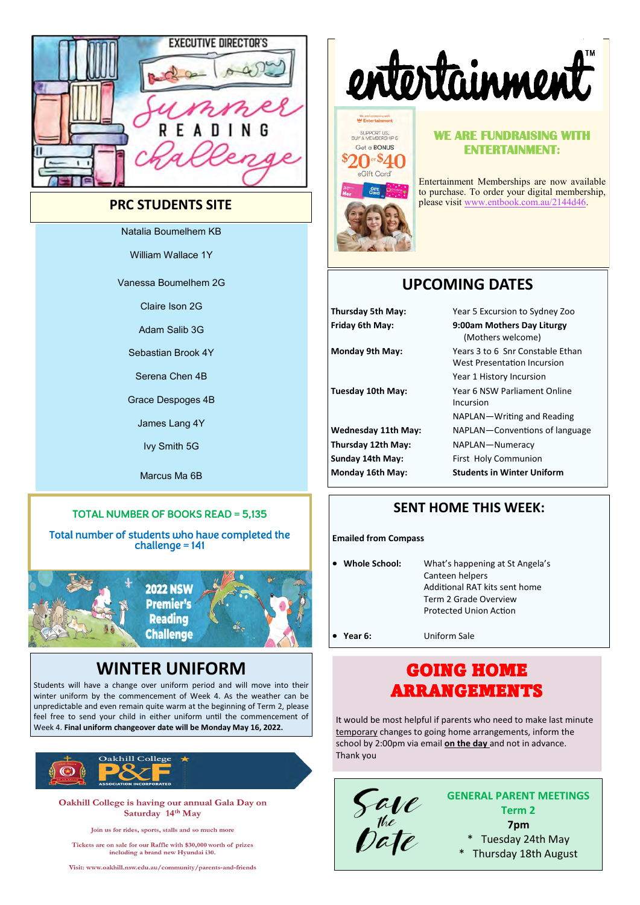## EXECUTIVE DIRECTOR'S Summer Reading Challenge

### PRC STUDENTS SITE

Natalia Boumelhem KB

William Wallace 1Y

Vanessa Boumelhem 2G

Claire Ison 2G

Adam Salib 3G

Sebastian Brook 4Y

Serena Chen 4B

Grace Despoges 4B

James Lang 4Y

Ivy Smith 5G

Marcus Ma 6B

TOTAL NUMBER OF BOOKS READ = 5,135

Total number of students who have completed the challenge = 141

2022 NSW Premier's Reading Challenge

## WINTER UNIFORM

Students will have a change over uniform period and will move into their winter uniform by the commencement of Week 4. As the weather can be unpredictable and even remain quite warm at the beginning of Term 2, please feel free to send your child in either uniform until the commencement of Week 4. **Final uniform changeover date will be Monday May 16, 2022.**

Oakhill College P&F ASSOCIATION INCORPORATED

**Oakhill College is having our annual Gala Day on Saturday 14th May**

Join us for rides, sports, stalls and so much more

Tickets are on sale for our Raffle with $30,000 worth of prizes including a brand new Hyundai i30.

Visit: www.oakhill.nsw.edu.au/community/parents-and-friends

## entertainment™

We are fundraising with Entertainment. SUPPORT US, BUY A MEMBERSHIP & Get a BONUS $20 or $40 eGift Card

### WE ARE FUNDRAISING WITH ENTERTAINMENT:

Entertainment Memberships are now available to purchase. To order your digital membership, please visit www.entbook.com.au/2144d46.

## UPCOMING DATES

| | |
|---|---|
| **Thursday 5th May:** | Year 5 Excursion to Sydney Zoo |
| **Friday 6th May:** | **9:00am Mothers Day Liturgy** (Mothers welcome) |
| **Monday 9th May:** | Years 3 to 6 Snr Constable Ethan West Presentation Incursion |
| | Year 1 History Incursion |
| **Tuesday 10th May:** | Year 6 NSW Parliament Online Incursion |
| | NAPLAN—Writing and Reading |
| **Wednesday 11th May:** | NAPLAN—Conventions of language |
| **Thursday 12th May:** | NAPLAN—Numeracy |
| **Sunday 14th May:** | First Holy Communion |
| **Monday 16th May:** | **Students in Winter Uniform** |

## SENT HOME THIS WEEK:

**Emailed from Compass**

- **Whole School:** What's happening at St Angela's; Canteen helpers; Additional RAT kits sent home; Term 2 Grade Overview; Protected Union Action
- **Year 6:** Uniform Sale

## GOING HOME ARRANGEMENTS

It would be most helpful if parents who need to make last minute temporary changes to going home arrangements, inform the school by 2:00pm via email **on the day** and not in advance.
Thank you

## Save the Date

**GENERAL PARENT MEETINGS**
**Term 2**
**7pm**

- Tuesday 24th May
- Thursday 18th August